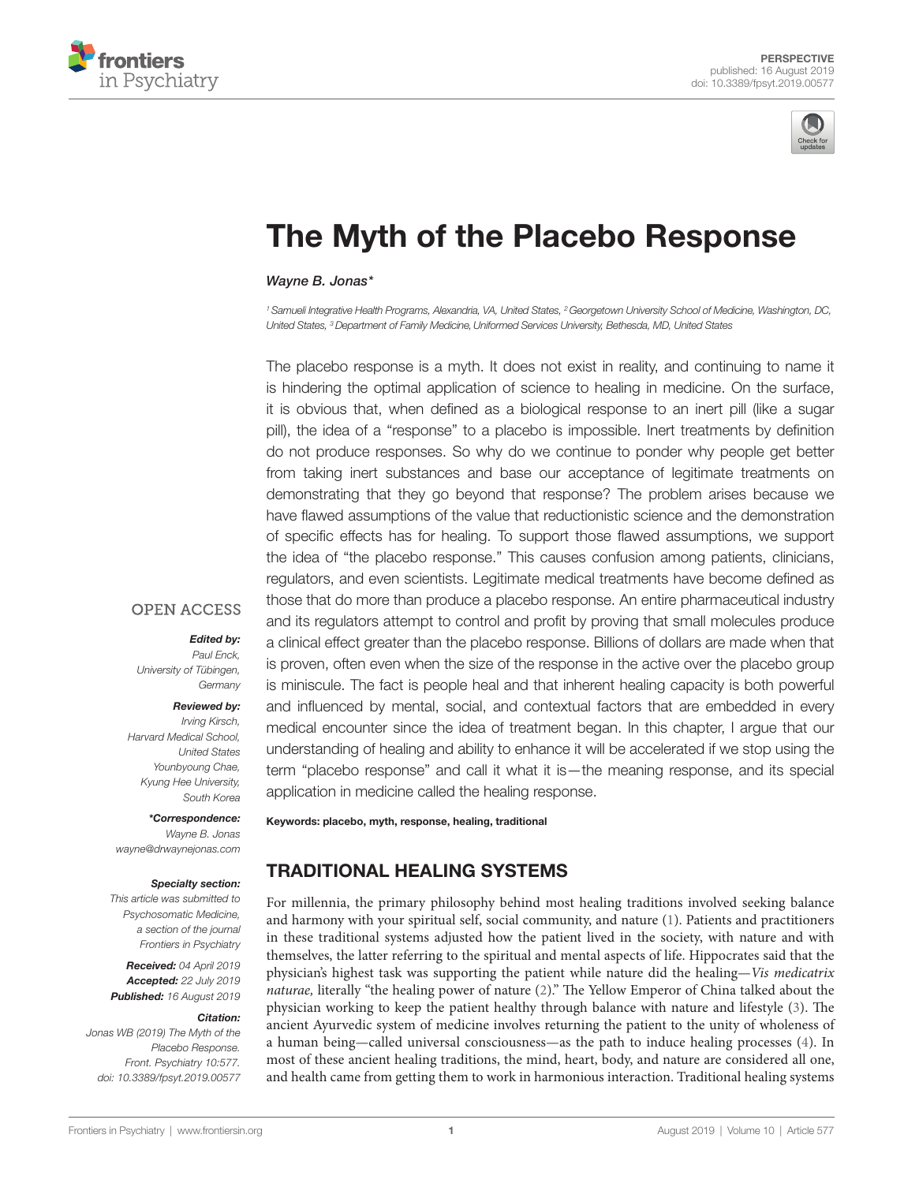PERSPECTIVE
published: 16 August 2019
doi: 10.3389/fpsyt.2019.00577

# The Myth of the Placebo Response

*Wayne B. Jonas**

[1] Samueli Integrative Health Programs, Alexandria, VA, United States, [2] Georgetown University School of Medicine, Washington, DC, United States, [3] Department of Family Medicine, Uniformed Services University, Bethesda, MD, United States

The placebo response is a myth. It does not exist in reality, and continuing to name it is hindering the optimal application of science to healing in medicine. On the surface, it is obvious that, when defined as a biological response to an inert pill (like a sugar pill), the idea of a "response" to a placebo is impossible. Inert treatments by definition do not produce responses. So why do we continue to ponder why people get better from taking inert substances and base our acceptance of legitimate treatments on demonstrating that they go beyond that response? The problem arises because we have flawed assumptions of the value that reductionistic science and the demonstration of specific effects has for healing. To support those flawed assumptions, we support the idea of "the placebo response." This causes confusion among patients, clinicians, regulators, and even scientists. Legitimate medical treatments have become defined as those that do more than produce a placebo response. An entire pharmaceutical industry and its regulators attempt to control and profit by proving that small molecules produce a clinical effect greater than the placebo response. Billions of dollars are made when that is proven, often even when the size of the response in the active over the placebo group is miniscule. The fact is people heal and that inherent healing capacity is both powerful and influenced by mental, social, and contextual factors that are embedded in every medical encounter since the idea of treatment began. In this chapter, I argue that our understanding of healing and ability to enhance it will be accelerated if we stop using the term "placebo response" and call it what it is—the meaning response, and its special application in medicine called the healing response.

**Keywords: placebo, myth, response, healing, traditional**

OPEN ACCESS

***Edited by:***
Paul Enck,
University of Tübingen,
Germany

***Reviewed by:***
Irving Kirsch,
Harvard Medical School,
United States
Younbyoung Chae,
Kyung Hee University,
South Korea

****Correspondence:***
Wayne B. Jonas
wayne@drwaynejonas.com

***Specialty section:***
This article was submitted to Psychosomatic Medicine, a section of the journal Frontiers in Psychiatry

**Received:** 04 April 2019
**Accepted:** 22 July 2019
**Published:** 16 August 2019

***Citation:***
Jonas WB (2019) The Myth of the Placebo Response. Front. Psychiatry 10:577. doi: 10.3389/fpsyt.2019.00577

## TRADITIONAL HEALING SYSTEMS

For millennia, the primary philosophy behind most healing traditions involved seeking balance and harmony with your spiritual self, social community, and nature (1). Patients and practitioners in these traditional systems adjusted how the patient lived in the society, with nature and with themselves, the latter referring to the spiritual and mental aspects of life. Hippocrates said that the physician's highest task was supporting the patient while nature did the healing—*Vis medicatrix naturae,* literally "the healing power of nature (2)." The Yellow Emperor of China talked about the physician working to keep the patient healthy through balance with nature and lifestyle (3). The ancient Ayurvedic system of medicine involves returning the patient to the unity of wholeness of a human being—called universal consciousness—as the path to induce healing processes (4). In most of these ancient healing traditions, the mind, heart, body, and nature are considered all one, and health came from getting them to work in harmonious interaction. Traditional healing systems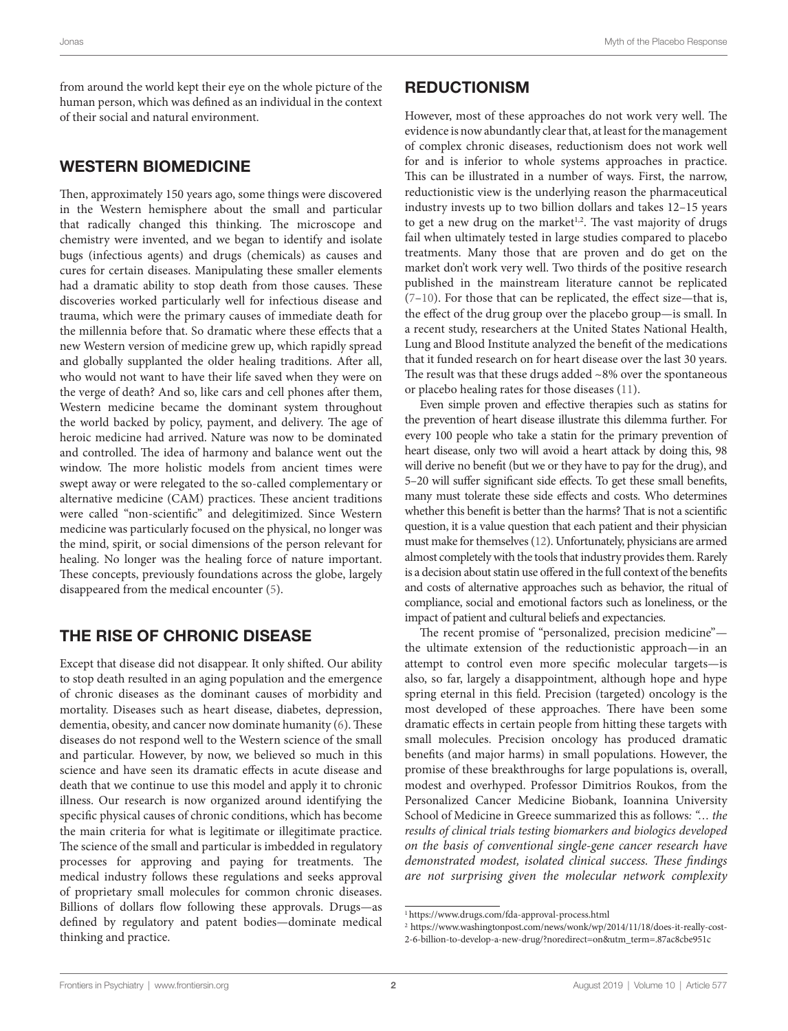from around the world kept their eye on the whole picture of the human person, which was defined as an individual in the context of their social and natural environment.

## WESTERN BIOMEDICINE

Then, approximately 150 years ago, some things were discovered in the Western hemisphere about the small and particular that radically changed this thinking. The microscope and chemistry were invented, and we began to identify and isolate bugs (infectious agents) and drugs (chemicals) as causes and cures for certain diseases. Manipulating these smaller elements had a dramatic ability to stop death from those causes. These discoveries worked particularly well for infectious disease and trauma, which were the primary causes of immediate death for the millennia before that. So dramatic where these effects that a new Western version of medicine grew up, which rapidly spread and globally supplanted the older healing traditions. After all, who would not want to have their life saved when they were on the verge of death? And so, like cars and cell phones after them, Western medicine became the dominant system throughout the world backed by policy, payment, and delivery. The age of heroic medicine had arrived. Nature was now to be dominated and controlled. The idea of harmony and balance went out the window. The more holistic models from ancient times were swept away or were relegated to the so-called complementary or alternative medicine (CAM) practices. These ancient traditions were called "non-scientific" and delegitimized. Since Western medicine was particularly focused on the physical, no longer was the mind, spirit, or social dimensions of the person relevant for healing. No longer was the healing force of nature important. These concepts, previously foundations across the globe, largely disappeared from the medical encounter (5).

## THE RISE OF CHRONIC DISEASE

Except that disease did not disappear. It only shifted. Our ability to stop death resulted in an aging population and the emergence of chronic diseases as the dominant causes of morbidity and mortality. Diseases such as heart disease, diabetes, depression, dementia, obesity, and cancer now dominate humanity (6). These diseases do not respond well to the Western science of the small and particular. However, by now, we believed so much in this science and have seen its dramatic effects in acute disease and death that we continue to use this model and apply it to chronic illness. Our research is now organized around identifying the specific physical causes of chronic conditions, which has become the main criteria for what is legitimate or illegitimate practice. The science of the small and particular is imbedded in regulatory processes for approving and paying for treatments. The medical industry follows these regulations and seeks approval of proprietary small molecules for common chronic diseases. Billions of dollars flow following these approvals. Drugs—as defined by regulatory and patent bodies—dominate medical thinking and practice.

## REDUCTIONISM

However, most of these approaches do not work very well. The evidence is now abundantly clear that, at least for the management of complex chronic diseases, reductionism does not work well for and is inferior to whole systems approaches in practice. This can be illustrated in a number of ways. First, the narrow, reductionistic view is the underlying reason the pharmaceutical industry invests up to two billion dollars and takes 12–15 years to get a new drug on the market[1,2]. The vast majority of drugs fail when ultimately tested in large studies compared to placebo treatments. Many those that are proven and do get on the market don't work very well. Two thirds of the positive research published in the mainstream literature cannot be replicated (7–10). For those that can be replicated, the effect size—that is, the effect of the drug group over the placebo group—is small. In a recent study, researchers at the United States National Health, Lung and Blood Institute analyzed the benefit of the medications that it funded research on for heart disease over the last 30 years. The result was that these drugs added ~8% over the spontaneous or placebo healing rates for those diseases (11).

Even simple proven and effective therapies such as statins for the prevention of heart disease illustrate this dilemma further. For every 100 people who take a statin for the primary prevention of heart disease, only two will avoid a heart attack by doing this, 98 will derive no benefit (but we or they have to pay for the drug), and 5–20 will suffer significant side effects. To get these small benefits, many must tolerate these side effects and costs. Who determines whether this benefit is better than the harms? That is not a scientific question, it is a value question that each patient and their physician must make for themselves (12). Unfortunately, physicians are armed almost completely with the tools that industry provides them. Rarely is a decision about statin use offered in the full context of the benefits and costs of alternative approaches such as behavior, the ritual of compliance, social and emotional factors such as loneliness, or the impact of patient and cultural beliefs and expectancies.

The recent promise of "personalized, precision medicine"—the ultimate extension of the reductionistic approach—in an attempt to control even more specific molecular targets—is also, so far, largely a disappointment, although hope and hype spring eternal in this field. Precision (targeted) oncology is the most developed of these approaches. There have been some dramatic effects in certain people from hitting these targets with small molecules. Precision oncology has produced dramatic benefits (and major harms) in small populations. However, the promise of these breakthroughs for large populations is, overall, modest and overhyped. Professor Dimitrios Roukos, from the Personalized Cancer Medicine Biobank, Ioannina University School of Medicine in Greece summarized this as follows: *"… the results of clinical trials testing biomarkers and biologics developed on the basis of conventional single-gene cancer research have demonstrated modest, isolated clinical success. These findings are not surprising given the molecular network complexity*

---

[1] https://www.drugs.com/fda-approval-process.html

[2] https://www.washingtonpost.com/news/wonk/wp/2014/11/18/does-it-really-cost-2-6-billion-to-develop-a-new-drug/?noredirect=on&utm_term=.87ac8cbe951c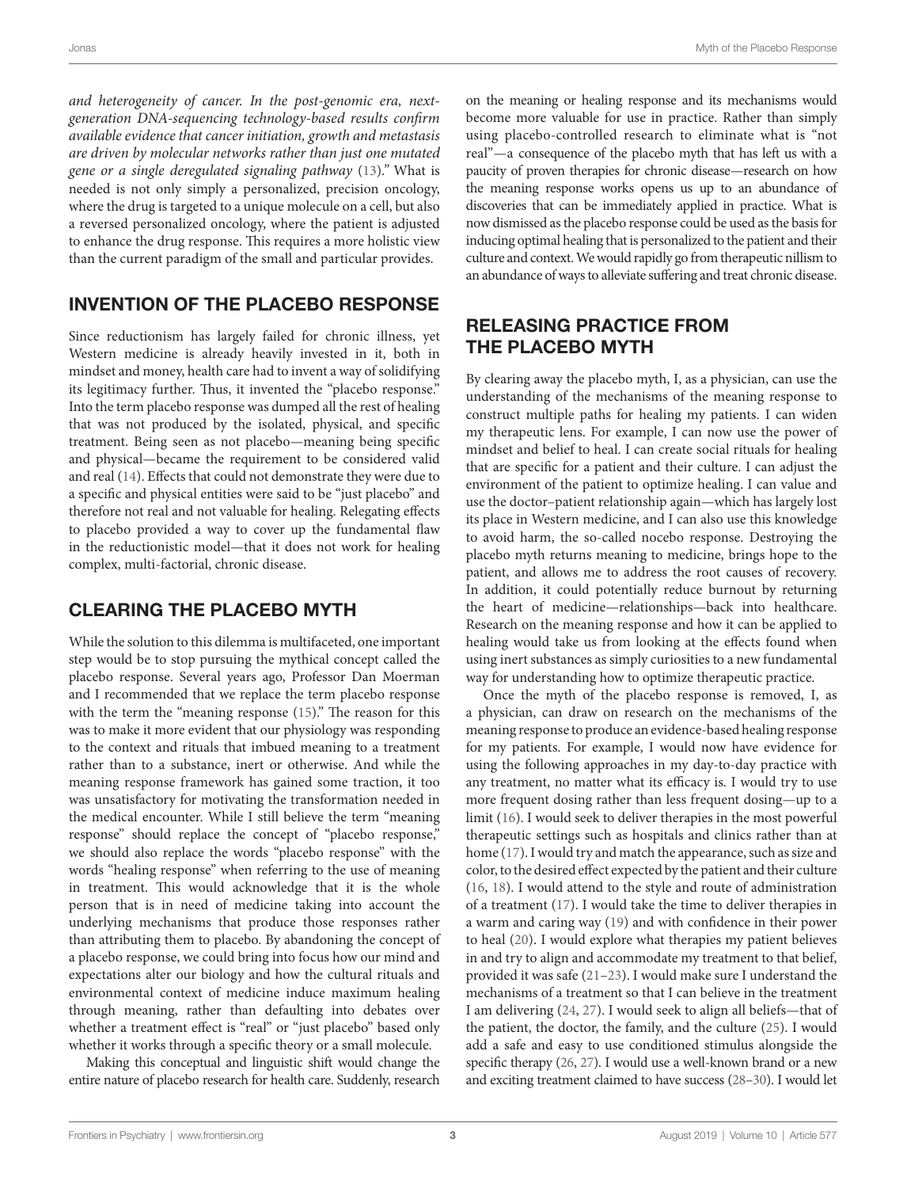*and heterogeneity of cancer. In the post-genomic era, next-generation DNA-sequencing technology-based results confirm available evidence that cancer initiation, growth and metastasis are driven by molecular networks rather than just one mutated gene or a single deregulated signaling pathway* (13)." What is needed is not only simply a personalized, precision oncology, where the drug is targeted to a unique molecule on a cell, but also a reversed personalized oncology, where the patient is adjusted to enhance the drug response. This requires a more holistic view than the current paradigm of the small and particular provides.

## INVENTION OF THE PLACEBO RESPONSE

Since reductionism has largely failed for chronic illness, yet Western medicine is already heavily invested in it, both in mindset and money, health care had to invent a way of solidifying its legitimacy further. Thus, it invented the "placebo response." Into the term placebo response was dumped all the rest of healing that was not produced by the isolated, physical, and specific treatment. Being seen as not placebo—meaning being specific and physical—became the requirement to be considered valid and real (14). Effects that could not demonstrate they were due to a specific and physical entities were said to be "just placebo" and therefore not real and not valuable for healing. Relegating effects to placebo provided a way to cover up the fundamental flaw in the reductionistic model—that it does not work for healing complex, multi-factorial, chronic disease.

## CLEARING THE PLACEBO MYTH

While the solution to this dilemma is multifaceted, one important step would be to stop pursuing the mythical concept called the placebo response. Several years ago, Professor Dan Moerman and I recommended that we replace the term placebo response with the term the "meaning response (15)." The reason for this was to make it more evident that our physiology was responding to the context and rituals that imbued meaning to a treatment rather than to a substance, inert or otherwise. And while the meaning response framework has gained some traction, it too was unsatisfactory for motivating the transformation needed in the medical encounter. While I still believe the term "meaning response" should replace the concept of "placebo response," we should also replace the words "placebo response" with the words "healing response" when referring to the use of meaning in treatment. This would acknowledge that it is the whole person that is in need of medicine taking into account the underlying mechanisms that produce those responses rather than attributing them to placebo. By abandoning the concept of a placebo response, we could bring into focus how our mind and expectations alter our biology and how the cultural rituals and environmental context of medicine induce maximum healing through meaning, rather than defaulting into debates over whether a treatment effect is "real" or "just placebo" based only whether it works through a specific theory or a small molecule.

Making this conceptual and linguistic shift would change the entire nature of placebo research for health care. Suddenly, research on the meaning or healing response and its mechanisms would become more valuable for use in practice. Rather than simply using placebo-controlled research to eliminate what is "not real"—a consequence of the placebo myth that has left us with a paucity of proven therapies for chronic disease—research on how the meaning response works opens us up to an abundance of discoveries that can be immediately applied in practice. What is now dismissed as the placebo response could be used as the basis for inducing optimal healing that is personalized to the patient and their culture and context. We would rapidly go from therapeutic nillism to an abundance of ways to alleviate suffering and treat chronic disease.

## RELEASING PRACTICE FROM THE PLACEBO MYTH

By clearing away the placebo myth, I, as a physician, can use the understanding of the mechanisms of the meaning response to construct multiple paths for healing my patients. I can widen my therapeutic lens. For example, I can now use the power of mindset and belief to heal. I can create social rituals for healing that are specific for a patient and their culture. I can adjust the environment of the patient to optimize healing. I can value and use the doctor–patient relationship again—which has largely lost its place in Western medicine, and I can also use this knowledge to avoid harm, the so-called nocebo response. Destroying the placebo myth returns meaning to medicine, brings hope to the patient, and allows me to address the root causes of recovery. In addition, it could potentially reduce burnout by returning the heart of medicine—relationships—back into healthcare. Research on the meaning response and how it can be applied to healing would take us from looking at the effects found when using inert substances as simply curiosities to a new fundamental way for understanding how to optimize therapeutic practice.

Once the myth of the placebo response is removed, I, as a physician, can draw on research on the mechanisms of the meaning response to produce an evidence-based healing response for my patients. For example, I would now have evidence for using the following approaches in my day-to-day practice with any treatment, no matter what its efficacy is. I would try to use more frequent dosing rather than less frequent dosing—up to a limit (16). I would seek to deliver therapies in the most powerful therapeutic settings such as hospitals and clinics rather than at home (17). I would try and match the appearance, such as size and color, to the desired effect expected by the patient and their culture (16, 18). I would attend to the style and route of administration of a treatment (17). I would take the time to deliver therapies in a warm and caring way (19) and with confidence in their power to heal (20). I would explore what therapies my patient believes in and try to align and accommodate my treatment to that belief, provided it was safe (21–23). I would make sure I understand the mechanisms of a treatment so that I can believe in the treatment I am delivering (24, 27). I would seek to align all beliefs—that of the patient, the doctor, the family, and the culture (25). I would add a safe and easy to use conditioned stimulus alongside the specific therapy (26, 27). I would use a well-known brand or a new and exciting treatment claimed to have success (28–30). I would let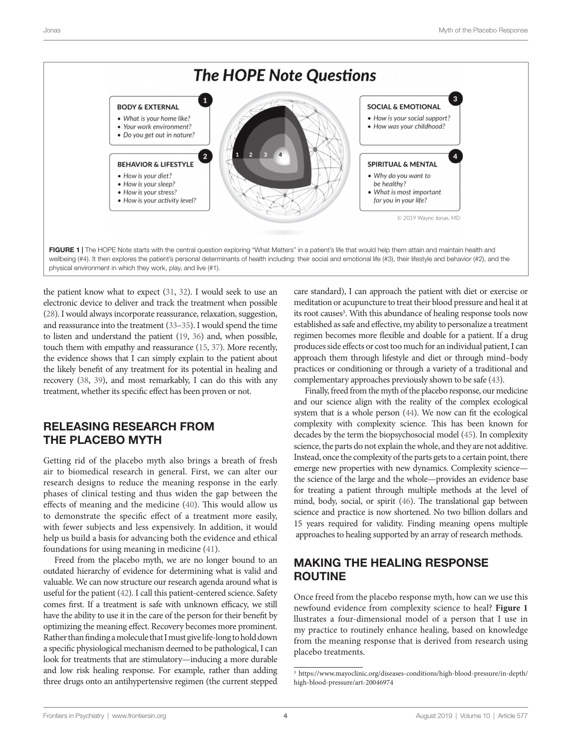**The HOPE Note Questions**

**1 BODY & EXTERNAL**
- *What is your home like?*
- *Your work environment?*
- *Do you get out in nature?*

**2 BEHAVIOR & LIFESTYLE**
- *How is your diet?*
- *How is your sleep?*
- *How is your stress?*
- *How is your activity level?*

**3 SOCIAL & EMOTIONAL**
- *How is your social support?*
- *How was your childhood?*

**4 SPIRITUAL & MENTAL**
- *Why do you want to be healthy?*
- *What is most important for you in your life?*

© 2019 Wayne Jonas, MD

**FIGURE 1 |** The HOPE Note starts with the central question exploring "What Matters" in a patient's life that would help them attain and maintain health and wellbeing (#4). It then explores the patient's personal determinants of health including: their social and emotional life (#3), their lifestyle and behavior (#2), and the physical environment in which they work, play, and live (#1).

the patient know what to expect (31, 32). I would seek to use an electronic device to deliver and track the treatment when possible (28). I would always incorporate reassurance, relaxation, suggestion, and reassurance into the treatment (33–35). I would spend the time to listen and understand the patient (19, 36) and, when possible, touch them with empathy and reassurance (15, 37). More recently, the evidence shows that I can simply explain to the patient about the likely benefit of any treatment for its potential in healing and recovery (38, 39), and most remarkably, I can do this with any treatment, whether its specific effect has been proven or not.

## RELEASING RESEARCH FROM THE PLACEBO MYTH

Getting rid of the placebo myth also brings a breath of fresh air to biomedical research in general. First, we can alter our research designs to reduce the meaning response in the early phases of clinical testing and thus widen the gap between the effects of meaning and the medicine (40). This would allow us to demonstrate the specific effect of a treatment more easily, with fewer subjects and less expensively. In addition, it would help us build a basis for advancing both the evidence and ethical foundations for using meaning in medicine (41).

Freed from the placebo myth, we are no longer bound to an outdated hierarchy of evidence for determining what is valid and valuable. We can now structure our research agenda around what is useful for the patient (42). I call this patient-centered science. Safety comes first. If a treatment is safe with unknown efficacy, we still have the ability to use it in the care of the person for their benefit by optimizing the meaning effect. Recovery becomes more prominent. Rather than finding a molecule that I must give life-long to hold down a specific physiological mechanism deemed to be pathological, I can look for treatments that are stimulatory—inducing a more durable and low risk healing response. For example, rather than adding three drugs onto an antihypertensive regimen (the current stepped care standard), I can approach the patient with diet or exercise or meditation or acupuncture to treat their blood pressure and heal it at its root causes[3]. With this abundance of healing response tools now established as safe and effective, my ability to personalize a treatment regimen becomes more flexible and doable for a patient. If a drug produces side effects or cost too much for an individual patient, I can approach them through lifestyle and diet or through mind–body practices or conditioning or through a variety of a traditional and complementary approaches previously shown to be safe (43).

Finally, freed from the myth of the placebo response, our medicine and our science align with the reality of the complex ecological system that is a whole person (44). We now can fit the ecological complexity with complexity science. This has been known for decades by the term the biopsychosocial model (45). In complexity science, the parts do not explain the whole, and they are not additive. Instead, once the complexity of the parts gets to a certain point, there emerge new properties with new dynamics. Complexity science—the science of the large and the whole—provides an evidence base for treating a patient through multiple methods at the level of mind, body, social, or spirit (46). The translational gap between science and practice is now shortened. No two billion dollars and 15 years required for validity. Finding meaning opens multiple approaches to healing supported by an array of research methods.

## MAKING THE HEALING RESPONSE ROUTINE

Once freed from the placebo response myth, how can we use this newfound evidence from complexity science to heal? **Figure 1** illustrates a four-dimensional model of a person that I use in my practice to routinely enhance healing, based on knowledge from the meaning response that is derived from research using placebo treatments.

[3] https://www.mayoclinic.org/diseases-conditions/high-blood-pressure/in-depth/high-blood-pressure/art-20046974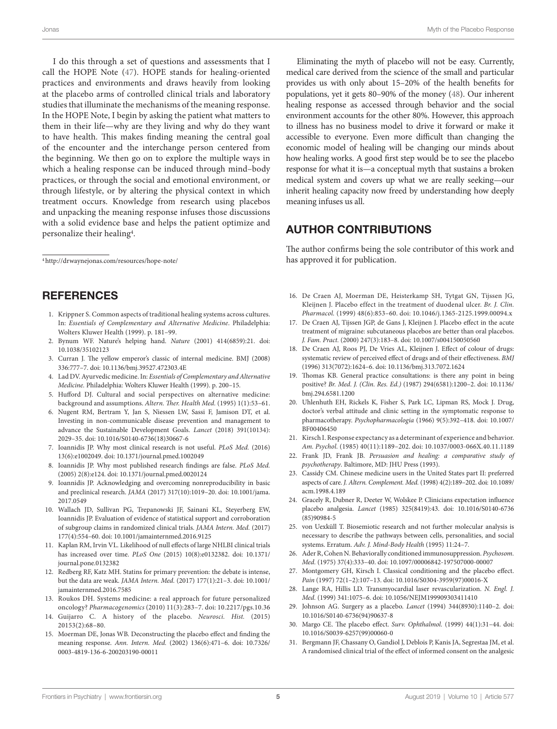I do this through a set of questions and assessments that I call the HOPE Note (47). HOPE stands for healing-oriented practices and environments and draws heavily from looking at the placebo arms of controlled clinical trials and laboratory studies that illuminate the mechanisms of the meaning response. In the HOPE Note, I begin by asking the patient what matters to them in their life—why are they living and why do they want to have health. This makes finding meaning the central goal of the encounter and the interchange person centered from the beginning. We then go on to explore the multiple ways in which a healing response can be induced through mind–body practices, or through the social and emotional environment, or through lifestyle, or by altering the physical context in which treatment occurs. Knowledge from research using placebos and unpacking the meaning response infuses those discussions with a solid evidence base and helps the patient optimize and personalize their healing[4].

[4] http://drwaynejonas.com/resources/hope-note/

Eliminating the myth of placebo will not be easy. Currently, medical care derived from the science of the small and particular provides us with only about 15–20% of the health benefits for populations, yet it gets 80–90% of the money (48). Our inherent healing response as accessed through behavior and the social environment accounts for the other 80%. However, this approach to illness has no business model to drive it forward or make it accessible to everyone. Even more difficult than changing the economic model of healing will be changing our minds about how healing works. A good first step would be to see the placebo response for what it is—a conceptual myth that sustains a broken medical system and covers up what we are really seeking—our inherit healing capacity now freed by understanding how deeply meaning infuses us all.

## AUTHOR CONTRIBUTIONS

The author confirms being the sole contributor of this work and has approved it for publication.

## REFERENCES

1. Krippner S. Common aspects of traditional healing systems across cultures. In: *Essentials of Complementary and Alternative Medicine*. Philadelphia: Wolters Kluwer Health (1999). p. 181–99.
2. Bynum WF. Nature's helping hand. *Nature* (2001) 414(6859):21. doi: 10.1038/35102123
3. Curran J. The yellow emperor's classic of internal medicine. BMJ (2008) 336:777–7. doi: 10.1136/bmj.39527.472303.4E
4. Lad DV. Ayurvedic medicine. In: *Essentials of Complementary and Alternative Medicine*. Philadelphia: Wolters Kluwer Health (1999). p. 200–15.
5. Hufford DJ. Cultural and social perspectives on alternative medicine: background and assumptions. *Altern. Ther. Health Med.* (1995) 1(1):53–61.
6. Nugent RM, Bertram Y, Jan S, Niessen LW, Sassi F, Jamison DT, et al. Investing in non-communicable disease prevention and management to advance the Sustainable Development Goals. *Lancet* (2018) 391(10134): 2029–35. doi: 10.1016/S0140-6736(18)30667-6
7. Ioannidis JP. Why most clinical research is not useful. *PLoS Med.* (2016) 13(6):e1002049. doi: 10.1371/journal.pmed.1002049
8. Ioannidis JP. Why most published research findings are false. *PLoS Med.* (2005) 2(8):e124. doi: 10.1371/journal.pmed.0020124
9. Ioannidis JP. Acknowledging and overcoming nonreproducibility in basic and preclinical research. *JAMA* (2017) 317(10):1019–20. doi: 10.1001/jama.2017.0549
10. Wallach JD, Sullivan PG, Trepanowski JF, Sainani KL, Steyerberg EW, Ioannidis JP. Evaluation of evidence of statistical support and corroboration of subgroup claims in randomized clinical trials. *JAMA Intern. Med.* (2017) 177(4):554–60. doi: 10.1001/jamainternmed.2016.9125
11. Kaplan RM, Irvin VL. Likelihood of null effects of large NHLBI clinical trials has increased over time. *PLoS One* (2015) 10(8):e0132382. doi: 10.1371/journal.pone.0132382
12. Redberg RF, Katz MH. Statins for primary prevention: the debate is intense, but the data are weak. *JAMA Intern. Med.* (2017) 177(1):21–3. doi: 10.1001/jamainternmed.2016.7585
13. Roukos DH. Systems medicine: a real approach for future personalized oncology? *Pharmacogenomics* (2010) 11(3):283–7. doi: 10.2217/pgs.10.36
14. Guijarro C. A history of the placebo. *Neurosci. Hist.* (2015) 20153(2):68–80.
15. Moerman DE, Jonas WB. Deconstructing the placebo effect and finding the meaning response. *Ann. Intern. Med.* (2002) 136(6):471–6. doi: 10.7326/0003-4819-136-6-200203190-00011
16. De Craen AJ, Moerman DE, Heisterkamp SH, Tytgat GN, Tijssen JG, Kleijnen J. Placebo effect in the treatment of duodenal ulcer. *Br. J. Clin. Pharmacol.* (1999) 48(6):853–60. doi: 10.1046/j.1365-2125.1999.00094.x
17. De Craen AJ, Tijssen JGP, de Gans J, Kleijnen J. Placebo effect in the acute treatment of migraine: subcutaneous placebos are better than oral placebos. *J. Fam. Pract.* (2000) 247(3):183–8. doi: 10.1007/s004150050560
18. De Craen AJ, Roos PJ, De Vries AL, Kleijnen J. Effect of colour of drugs: systematic review of perceived effect of drugs and of their effectiveness. *BMJ* (1996) 313(7072):1624–6. doi: 10.1136/bmj.313.7072.1624
19. Thomas KB. General practice consultations: is there any point in being positive? *Br. Med. J. (Clin. Res. Ed.)* (1987) 294(6581):1200–2. doi: 10.1136/bmj.294.6581.1200
20. Uhlenhuth EH, Rickels K, Fisher S, Park LC, Lipman RS, Mock J. Drug, doctor's verbal attitude and clinic setting in the symptomatic response to pharmacotherapy. *Psychopharmacologia* (1966) 9(5):392–418. doi: 10.1007/BF00406450
21. Kirsch I. Response expectancy as a determinant of experience and behavior. *Am. Psychol.* (1985) 40(11):1189–202. doi: 10.1037/0003-066X.40.11.1189
22. Frank JD, Frank JB. *Persuasion and healing: a comparative study of psychotherapy*. Baltimore, MD: JHU Press (1993).
23. Cassidy CM. Chinese medicine users in the United States part II: preferred aspects of care. *J. Altern. Complement. Med.* (1998) 4(2):189–202. doi: 10.1089/acm.1998.4.189
24. Gracely R, Dubner R, Deeter W, Wolskee P. Clinicians expectation influence placebo analgesia. *Lancet* (1985) 325(8419):43. doi: 10.1016/S0140-6736(85)90984-5
25. von Uexküll T. Biosemiotic research and not further molecular analysis is necessary to describe the pathways between cells, personalities, and social systems. Erratum. *Adv. J. Mind-Body Health* (1995) 11:24–7.
26. Ader R, Cohen N. Behaviorally conditioned immunosuppression. *Psychosom. Med.* (1975) 37(4):333–40. doi: 10.1097/00006842-197507000-00007
27. Montgomery GH, Kirsch I. Classical conditioning and the placebo effect. *Pain* (1997) 72(1–2):107–13. doi: 10.1016/S0304-3959(97)00016-X
28. Lange RA, Hillis LD. Transmyocardial laser revascularization. *N. Engl. J. Med.* (1999) 341:1075–6. doi: 10.1056/NEJM199909303411410
29. Johnson AG. Surgery as a placebo. *Lancet* (1994) 344(8930):1140–2. doi: 10.1016/S0140-6736(94)90637-8
30. Margo CE. The placebo effect. *Surv. Ophthalmol.* (1999) 44(1):31–44. doi: 10.1016/S0039-6257(99)00060-0
31. Bergmann JF, Chassany O, Gandiol J, Deblois P, Kanis JA, Segrestaa JM, et al. A randomised clinical trial of the effect of informed consent on the analgesic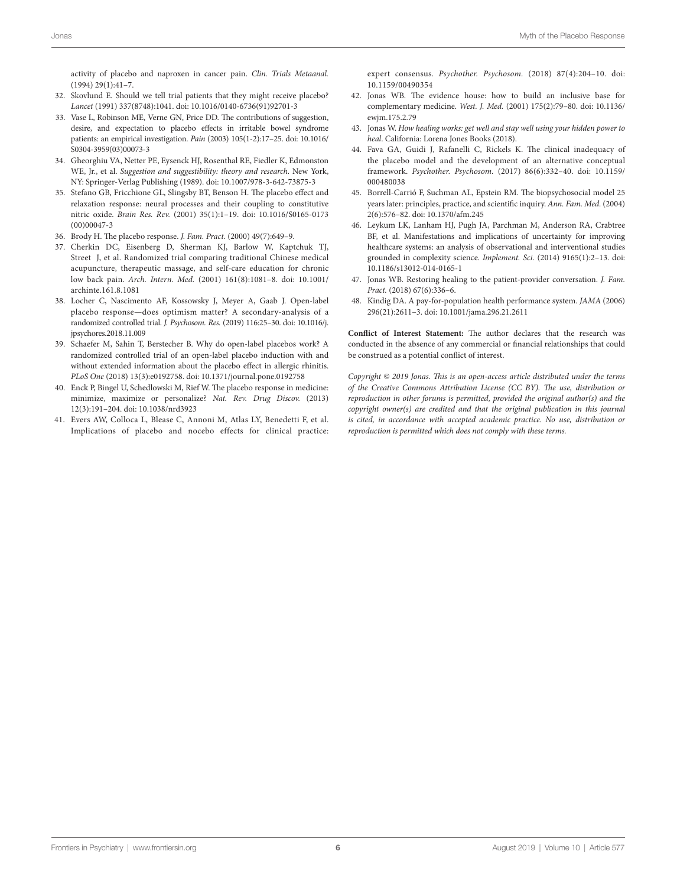activity of placebo and naproxen in cancer pain. *Clin. Trials Metaanal.* (1994) 29(1):41–7.

32. Skovlund E. Should we tell trial patients that they might receive placebo? *Lancet* (1991) 337(8748):1041. doi: 10.1016/0140-6736(91)92701-3
33. Vase L, Robinson ME, Verne GN, Price DD. The contributions of suggestion, desire, and expectation to placebo effects in irritable bowel syndrome patients: an empirical investigation. *Pain* (2003) 105(1-2):17–25. doi: 10.1016/S0304-3959(03)00073-3
34. Gheorghiu VA, Netter PE, Eysenck HJ, Rosenthal RE, Fiedler K, Edmonston WE, Jr., et al. *Suggestion and suggestibility: theory and research*. New York, NY: Springer-Verlag Publishing (1989). doi: 10.1007/978-3-642-73875-3
35. Stefano GB, Fricchione GL, Slingsby BT, Benson H. The placebo effect and relaxation response: neural processes and their coupling to constitutive nitric oxide. *Brain Res. Rev.* (2001) 35(1):1–19. doi: 10.1016/S0165-0173(00)00047-3
36. Brody H. The placebo response. *J. Fam. Pract.* (2000) 49(7):649–9.
37. Cherkin DC, Eisenberg D, Sherman KJ, Barlow W, Kaptchuk TJ, Street J, et al. Randomized trial comparing traditional Chinese medical acupuncture, therapeutic massage, and self-care education for chronic low back pain. *Arch. Intern. Med.* (2001) 161(8):1081–8. doi: 10.1001/archinte.161.8.1081
38. Locher C, Nascimento AF, Kossowsky J, Meyer A, Gaab J. Open-label placebo response—does optimism matter? A secondary-analysis of a randomized controlled trial. *J. Psychosom. Res.* (2019) 116:25–30. doi: 10.1016/j.jpsychores.2018.11.009
39. Schaefer M, Sahin T, Berstecher B. Why do open-label placebos work? A randomized controlled trial of an open-label placebo induction with and without extended information about the placebo effect in allergic rhinitis. *PLoS One* (2018) 13(3):e0192758. doi: 10.1371/journal.pone.0192758
40. Enck P, Bingel U, Schedlowski M, Rief W. The placebo response in medicine: minimize, maximize or personalize? *Nat. Rev. Drug Discov.* (2013) 12(3):191–204. doi: 10.1038/nrd3923
41. Evers AW, Colloca L, Blease C, Annoni M, Atlas LY, Benedetti F, et al. Implications of placebo and nocebo effects for clinical practice: expert consensus. *Psychother. Psychosom.* (2018) 87(4):204–10. doi: 10.1159/00490354
42. Jonas WB. The evidence house: how to build an inclusive base for complementary medicine. *West. J. Med.* (2001) 175(2):79–80. doi: 10.1136/ewjm.175.2.79
43. Jonas W. *How healing works: get well and stay well using your hidden power to heal*. California: Lorena Jones Books (2018).
44. Fava GA, Guidi J, Rafanelli C, Rickels K. The clinical inadequacy of the placebo model and the development of an alternative conceptual framework. *Psychother. Psychosom.* (2017) 86(6):332–40. doi: 10.1159/000480038
45. Borrell-Carrió F, Suchman AL, Epstein RM. The biopsychosocial model 25 years later: principles, practice, and scientific inquiry. *Ann. Fam. Med.* (2004) 2(6):576–82. doi: 10.1370/afm.245
46. Leykum LK, Lanham HJ, Pugh JA, Parchman M, Anderson RA, Crabtree BF, et al. Manifestations and implications of uncertainty for improving healthcare systems: an analysis of observational and interventional studies grounded in complexity science. *Implement. Sci.* (2014) 9165(1):2–13. doi: 10.1186/s13012-014-0165-1
47. Jonas WB. Restoring healing to the patient-provider conversation. *J. Fam. Pract.* (2018) 67(6):336–6.
48. Kindig DA. A pay-for-population health performance system. *JAMA* (2006) 296(21):2611–3. doi: 10.1001/jama.296.21.2611

**Conflict of Interest Statement:** The author declares that the research was conducted in the absence of any commercial or financial relationships that could be construed as a potential conflict of interest.

*Copyright © 2019 Jonas. This is an open-access article distributed under the terms of the Creative Commons Attribution License (CC BY). The use, distribution or reproduction in other forums is permitted, provided the original author(s) and the copyright owner(s) are credited and that the original publication in this journal is cited, in accordance with accepted academic practice. No use, distribution or reproduction is permitted which does not comply with these terms.*